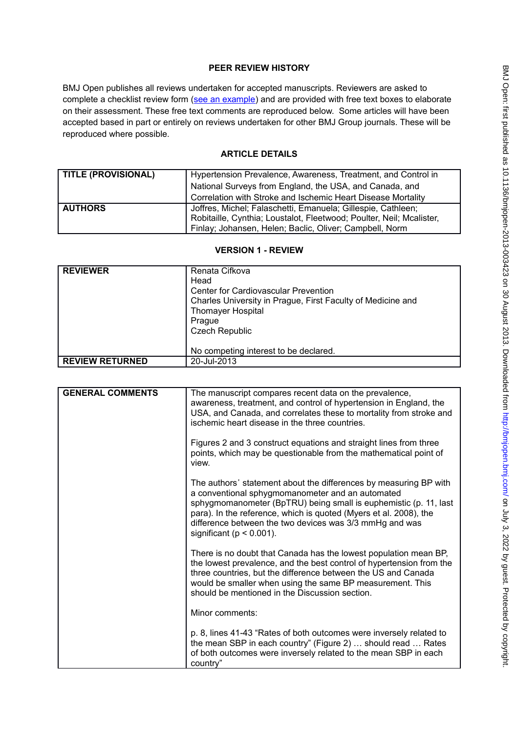**PEER REVIEW HISTORY**

BMJ Open publishes all reviews undertaken for accepted manuscripts. Reviewers are asked to complete a checklist review form (see an example) and are provided with free text boxes to elaborate on their assessment. These free text comments are reproduced below. Some articles will have been accepted based in part or entirely on reviews undertaken for other BMJ Group journals. These will be reproduced where possible.

**ARTICLE DETAILS**

| | |
|---|---|
| **TITLE (PROVISIONAL)** | Hypertension Prevalence, Awareness, Treatment, and Control in National Surveys from England, the USA, and Canada, and Correlation with Stroke and Ischemic Heart Disease Mortality |
| **AUTHORS** | Joffres, Michel; Falaschetti, Emanuela; Gillespie, Cathleen; Robitaille, Cynthia; Loustalot, Fleetwood; Poulter, Neil; Mcalister, Finlay; Johansen, Helen; Baclic, Oliver; Campbell, Norm |

**VERSION 1 - REVIEW**

| | |
|---|---|
| **REVIEWER** | Renata Cifkova<br>Head<br>Center for Cardiovascular Prevention<br>Charles University in Prague, First Faculty of Medicine and Thomayer Hospital<br>Prague<br>Czech Republic<br><br>No competing interest to be declared. |
| **REVIEW RETURNED** | 20-Jul-2013 |

| | |
|---|---|
| **GENERAL COMMENTS** | The manuscript compares recent data on the prevalence, awareness, treatment, and control of hypertension in England, the USA, and Canada, and correlates these to mortality from stroke and ischemic heart disease in the three countries.<br><br>Figures 2 and 3 construct equations and straight lines from three points, which may be questionable from the mathematical point of view.<br><br>The authors' statement about the differences by measuring BP with a conventional sphygmomanometer and an automated sphygmomanometer (BpTRU) being small is euphemistic (p. 11, last para). In the reference, which is quoted (Myers et al. 2008), the difference between the two devices was 3/3 mmHg and was significant ($p < 0.001$).<br><br>There is no doubt that Canada has the lowest population mean BP, the lowest prevalence, and the best control of hypertension from the three countries, but the difference between the US and Canada would be smaller when using the same BP measurement. This should be mentioned in the Discussion section.<br><br>Minor comments:<br><br>p. 8, lines 41-43 "Rates of both outcomes were inversely related to the mean SBP in each country" (Figure 2) … should read … Rates of both outcomes were inversely related to the mean SBP in each country" |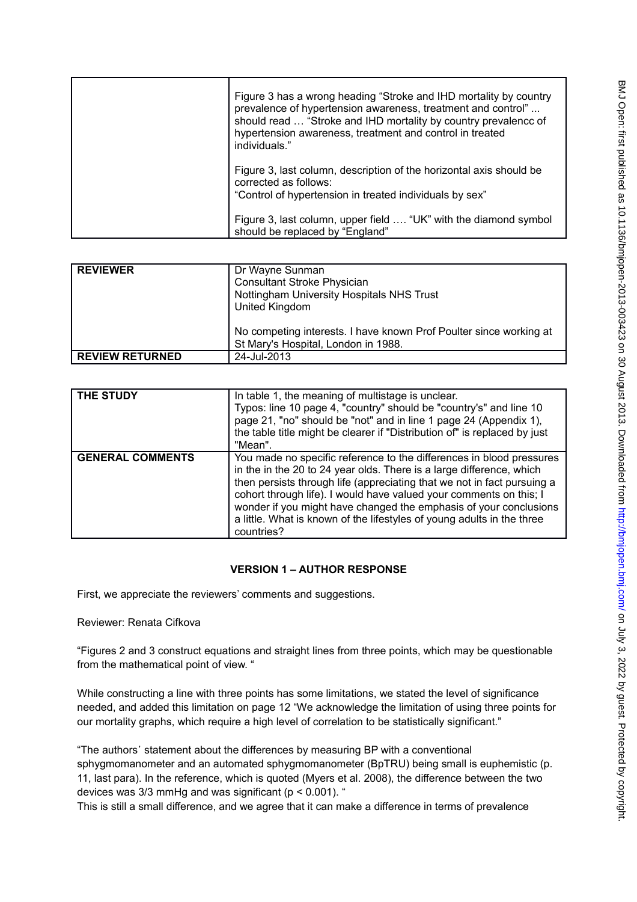| | |
|---|---|
| | Figure 3 has a wrong heading “Stroke and IHD mortality by country prevalence of hypertension awareness, treatment and control” ... should read … “Stroke and IHD mortality by country prevalencc of hypertension awareness, treatment and control in treated individuals.”<br><br>Figure 3, last column, description of the horizontal axis should be corrected as follows:<br>“Control of hypertension in treated individuals by sex”<br><br>Figure 3, last column, upper field …. “UK” with the diamond symbol should be replaced by “England” |

| | |
|---|---|
| **REVIEWER** | Dr Wayne Sunman<br>Consultant Stroke Physician<br>Nottingham University Hospitals NHS Trust<br>United Kingdom<br><br>No competing interests. I have known Prof Poulter since working at St Mary's Hospital, London in 1988. |
| **REVIEW RETURNED** | 24-Jul-2013 |

| | |
|---|---|
| **THE STUDY** | In table 1, the meaning of multistage is unclear.<br>Typos: line 10 page 4, "country" should be "country's" and line 10 page 21, "no" should be "not" and in line 1 page 24 (Appendix 1), the table title might be clearer if "Distribution of" is replaced by just "Mean". |
| **GENERAL COMMENTS** | You made no specific reference to the differences in blood pressures in the in the 20 to 24 year olds. There is a large difference, which then persists through life (appreciating that we not in fact pursuing a cohort through life). I would have valued your comments on this; I wonder if you might have changed the emphasis of your conclusions a little. What is known of the lifestyles of young adults in the three countries? |

## VERSION 1 – AUTHOR RESPONSE

First, we appreciate the reviewers’ comments and suggestions.

Reviewer: Renata Cifkova

“Figures 2 and 3 construct equations and straight lines from three points, which may be questionable from the mathematical point of view. “

While constructing a line with three points has some limitations, we stated the level of significance needed, and added this limitation on page 12 “We acknowledge the limitation of using three points for our mortality graphs, which require a high level of correlation to be statistically significant.”

“The authors’ statement about the differences by measuring BP with a conventional sphygmomanometer and an automated sphygmomanometer (BpTRU) being small is euphemistic (p. 11, last para). In the reference, which is quoted (Myers et al. 2008), the difference between the two devices was 3/3 mmHg and was significant ($p < 0.001$). “

This is still a small difference, and we agree that it can make a difference in terms of prevalence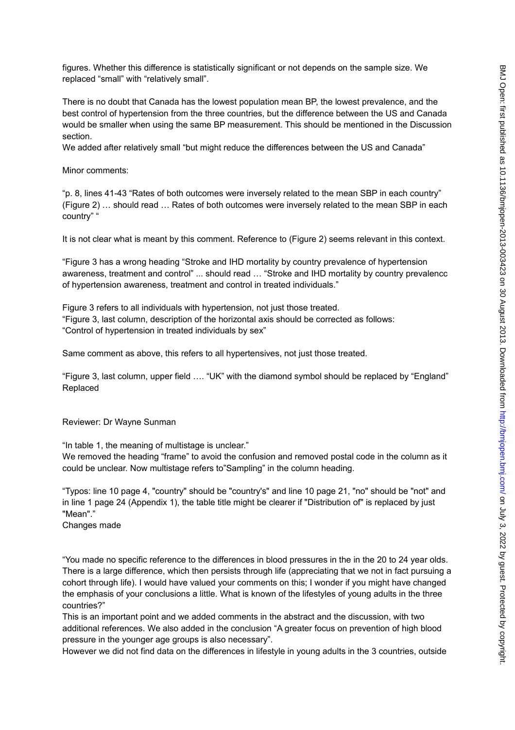figures. Whether this difference is statistically significant or not depends on the sample size. We replaced "small" with "relatively small".

There is no doubt that Canada has the lowest population mean BP, the lowest prevalence, and the best control of hypertension from the three countries, but the difference between the US and Canada would be smaller when using the same BP measurement. This should be mentioned in the Discussion section.
We added after relatively small "but might reduce the differences between the US and Canada"

Minor comments:

"p. 8, lines 41-43 "Rates of both outcomes were inversely related to the mean SBP in each country" (Figure 2) … should read … Rates of both outcomes were inversely related to the mean SBP in each country" "

It is not clear what is meant by this comment. Reference to (Figure 2) seems relevant in this context.

"Figure 3 has a wrong heading "Stroke and IHD mortality by country prevalence of hypertension awareness, treatment and control" ... should read … "Stroke and IHD mortality by country prevalencc of hypertension awareness, treatment and control in treated individuals."

Figure 3 refers to all individuals with hypertension, not just those treated.
"Figure 3, last column, description of the horizontal axis should be corrected as follows: "Control of hypertension in treated individuals by sex"

Same comment as above, this refers to all hypertensives, not just those treated.

"Figure 3, last column, upper field …. "UK" with the diamond symbol should be replaced by "England"
Replaced

Reviewer: Dr Wayne Sunman

"In table 1, the meaning of multistage is unclear."
We removed the heading "frame" to avoid the confusion and removed postal code in the column as it could be unclear. Now multistage refers to"Sampling" in the column heading.

"Typos: line 10 page 4, "country" should be "country's" and line 10 page 21, "no" should be "not" and in line 1 page 24 (Appendix 1), the table title might be clearer if "Distribution of" is replaced by just "Mean"."
Changes made

"You made no specific reference to the differences in blood pressures in the in the 20 to 24 year olds. There is a large difference, which then persists through life (appreciating that we not in fact pursuing a cohort through life). I would have valued your comments on this; I wonder if you might have changed the emphasis of your conclusions a little. What is known of the lifestyles of young adults in the three countries?"
This is an important point and we added comments in the abstract and the discussion, with two additional references. We also added in the conclusion "A greater focus on prevention of high blood pressure in the younger age groups is also necessary".
However we did not find data on the differences in lifestyle in young adults in the 3 countries, outside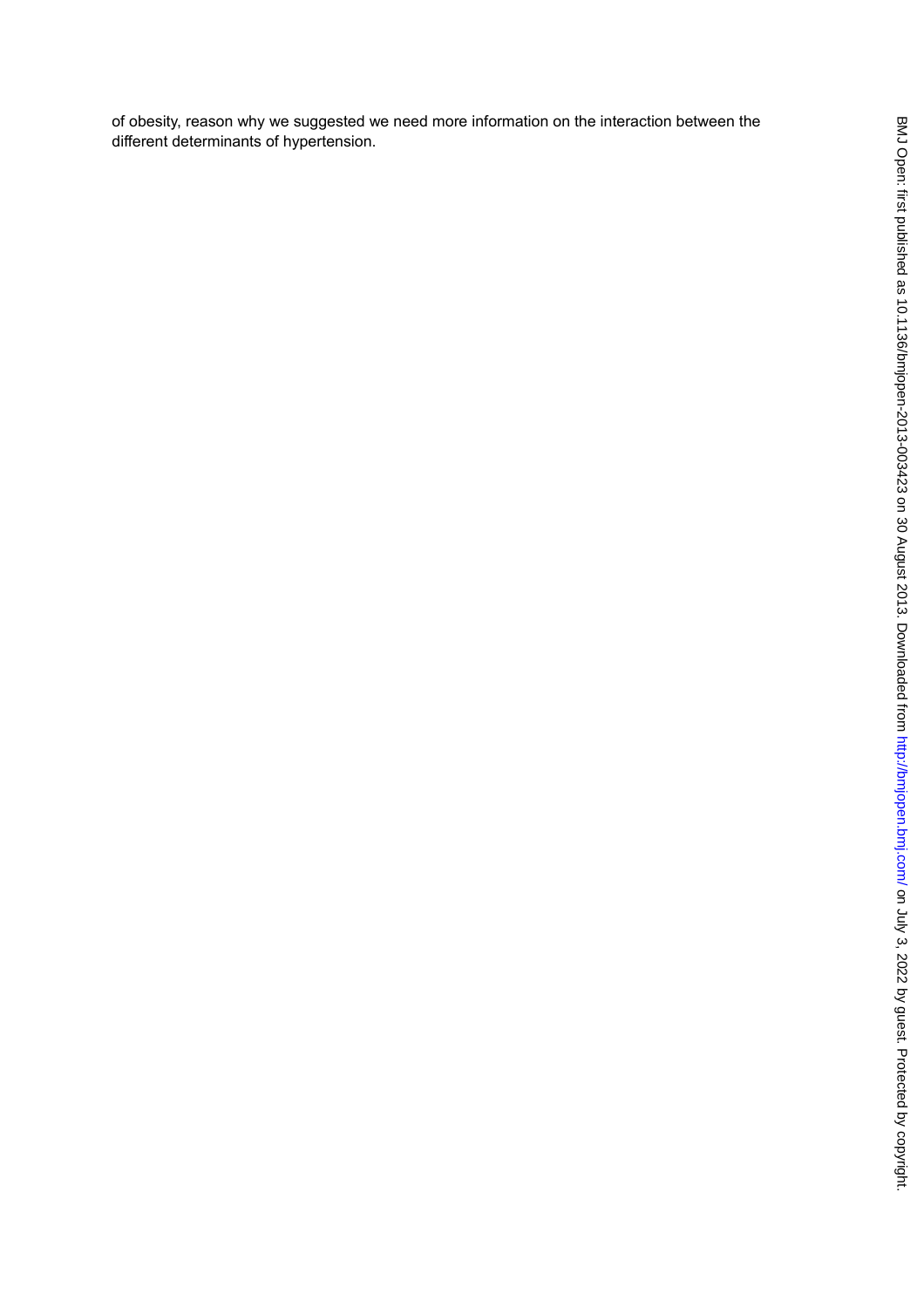of obesity, reason why we suggested we need more information on the interaction between the different determinants of hypertension.